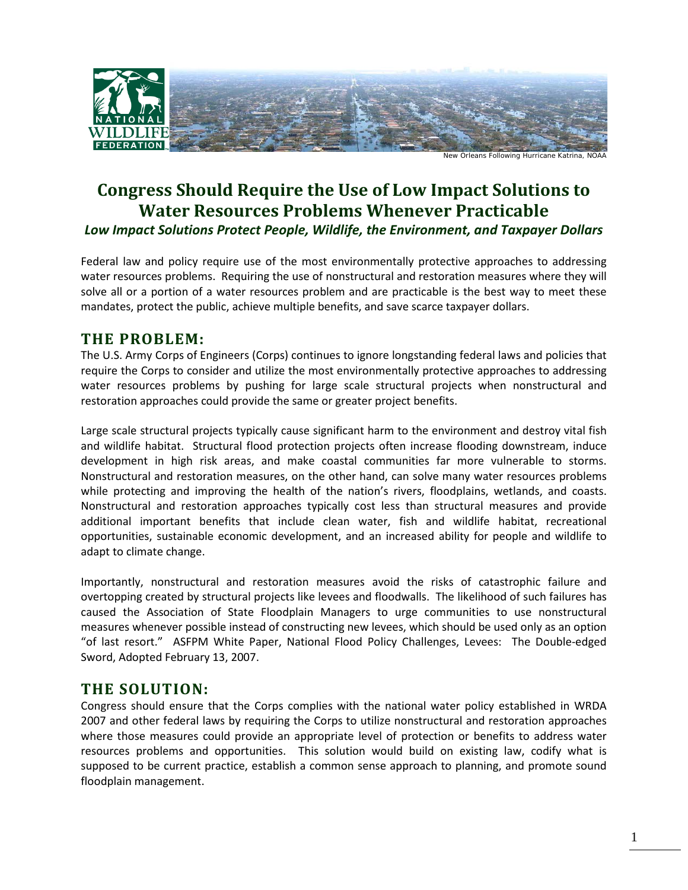New Orleans Following Hurricane Katrina, NOAA

# Congress Should Require the Use of Low Impact Solutions to Water Resources Problems Whenever Practicable

***Low Impact Solutions Protect People, Wildlife, the Environment, and Taxpayer Dollars***

Federal law and policy require use of the most environmentally protective approaches to addressing water resources problems. Requiring the use of nonstructural and restoration measures where they will solve all or a portion of a water resources problem and are practicable is the best way to meet these mandates, protect the public, achieve multiple benefits, and save scarce taxpayer dollars.

## THE PROBLEM:

The U.S. Army Corps of Engineers (Corps) continues to ignore longstanding federal laws and policies that require the Corps to consider and utilize the most environmentally protective approaches to addressing water resources problems by pushing for large scale structural projects when nonstructural and restoration approaches could provide the same or greater project benefits.

Large scale structural projects typically cause significant harm to the environment and destroy vital fish and wildlife habitat. Structural flood protection projects often increase flooding downstream, induce development in high risk areas, and make coastal communities far more vulnerable to storms. Nonstructural and restoration measures, on the other hand, can solve many water resources problems while protecting and improving the health of the nation's rivers, floodplains, wetlands, and coasts. Nonstructural and restoration approaches typically cost less than structural measures and provide additional important benefits that include clean water, fish and wildlife habitat, recreational opportunities, sustainable economic development, and an increased ability for people and wildlife to adapt to climate change.

Importantly, nonstructural and restoration measures avoid the risks of catastrophic failure and overtopping created by structural projects like levees and floodwalls. The likelihood of such failures has caused the Association of State Floodplain Managers to urge communities to use nonstructural measures whenever possible instead of constructing new levees, which should be used only as an option "of last resort." ASFPM White Paper, National Flood Policy Challenges, Levees: The Double-edged Sword, Adopted February 13, 2007.

## THE SOLUTION:

Congress should ensure that the Corps complies with the national water policy established in WRDA 2007 and other federal laws by requiring the Corps to utilize nonstructural and restoration approaches where those measures could provide an appropriate level of protection or benefits to address water resources problems and opportunities. This solution would build on existing law, codify what is supposed to be current practice, establish a common sense approach to planning, and promote sound floodplain management.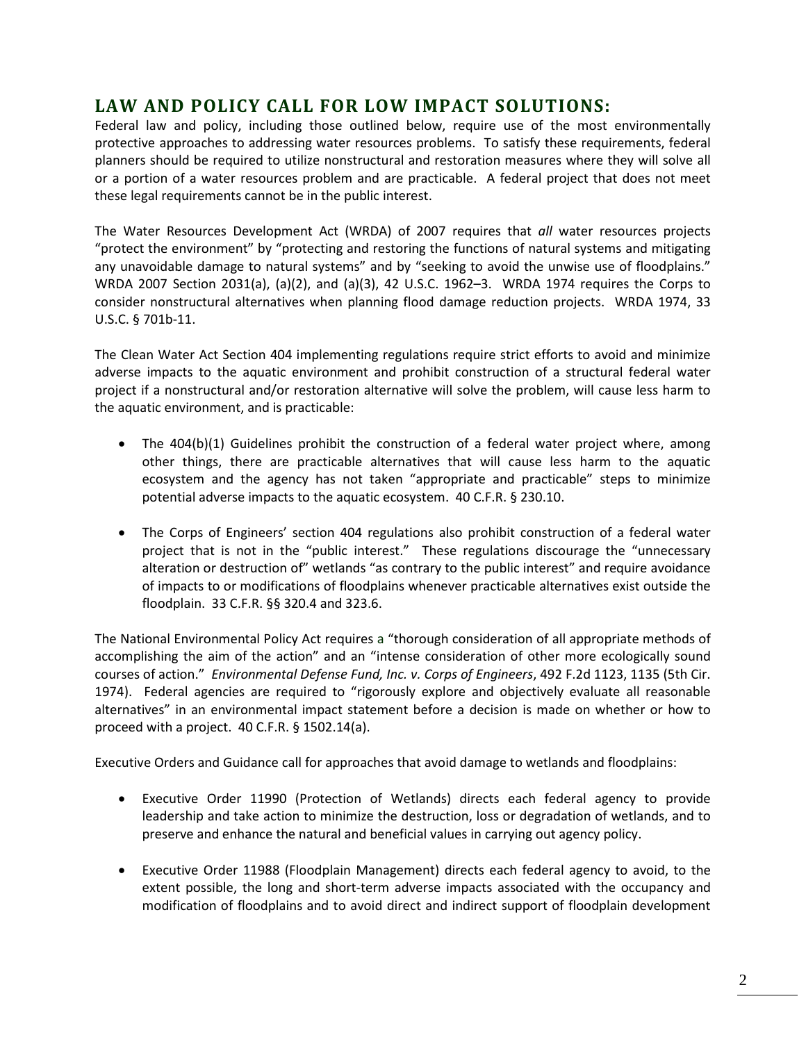## LAW AND POLICY CALL FOR LOW IMPACT SOLUTIONS:

Federal law and policy, including those outlined below, require use of the most environmentally protective approaches to addressing water resources problems. To satisfy these requirements, federal planners should be required to utilize nonstructural and restoration measures where they will solve all or a portion of a water resources problem and are practicable. A federal project that does not meet these legal requirements cannot be in the public interest.

The Water Resources Development Act (WRDA) of 2007 requires that *all* water resources projects "protect the environment" by "protecting and restoring the functions of natural systems and mitigating any unavoidable damage to natural systems" and by "seeking to avoid the unwise use of floodplains." WRDA 2007 Section 2031(a), (a)(2), and (a)(3), 42 U.S.C. 1962–3. WRDA 1974 requires the Corps to consider nonstructural alternatives when planning flood damage reduction projects. WRDA 1974, 33 U.S.C. § 701b-11.

The Clean Water Act Section 404 implementing regulations require strict efforts to avoid and minimize adverse impacts to the aquatic environment and prohibit construction of a structural federal water project if a nonstructural and/or restoration alternative will solve the problem, will cause less harm to the aquatic environment, and is practicable:

- The 404(b)(1) Guidelines prohibit the construction of a federal water project where, among other things, there are practicable alternatives that will cause less harm to the aquatic ecosystem and the agency has not taken "appropriate and practicable" steps to minimize potential adverse impacts to the aquatic ecosystem. 40 C.F.R. § 230.10.

- The Corps of Engineers' section 404 regulations also prohibit construction of a federal water project that is not in the "public interest." These regulations discourage the "unnecessary alteration or destruction of" wetlands "as contrary to the public interest" and require avoidance of impacts to or modifications of floodplains whenever practicable alternatives exist outside the floodplain. 33 C.F.R. §§ 320.4 and 323.6.

The National Environmental Policy Act requires a "thorough consideration of all appropriate methods of accomplishing the aim of the action" and an "intense consideration of other more ecologically sound courses of action." *Environmental Defense Fund, Inc. v. Corps of Engineers*, 492 F.2d 1123, 1135 (5th Cir. 1974). Federal agencies are required to "rigorously explore and objectively evaluate all reasonable alternatives" in an environmental impact statement before a decision is made on whether or how to proceed with a project. 40 C.F.R. § 1502.14(a).

Executive Orders and Guidance call for approaches that avoid damage to wetlands and floodplains:

- Executive Order 11990 (Protection of Wetlands) directs each federal agency to provide leadership and take action to minimize the destruction, loss or degradation of wetlands, and to preserve and enhance the natural and beneficial values in carrying out agency policy.

- Executive Order 11988 (Floodplain Management) directs each federal agency to avoid, to the extent possible, the long and short-term adverse impacts associated with the occupancy and modification of floodplains and to avoid direct and indirect support of floodplain development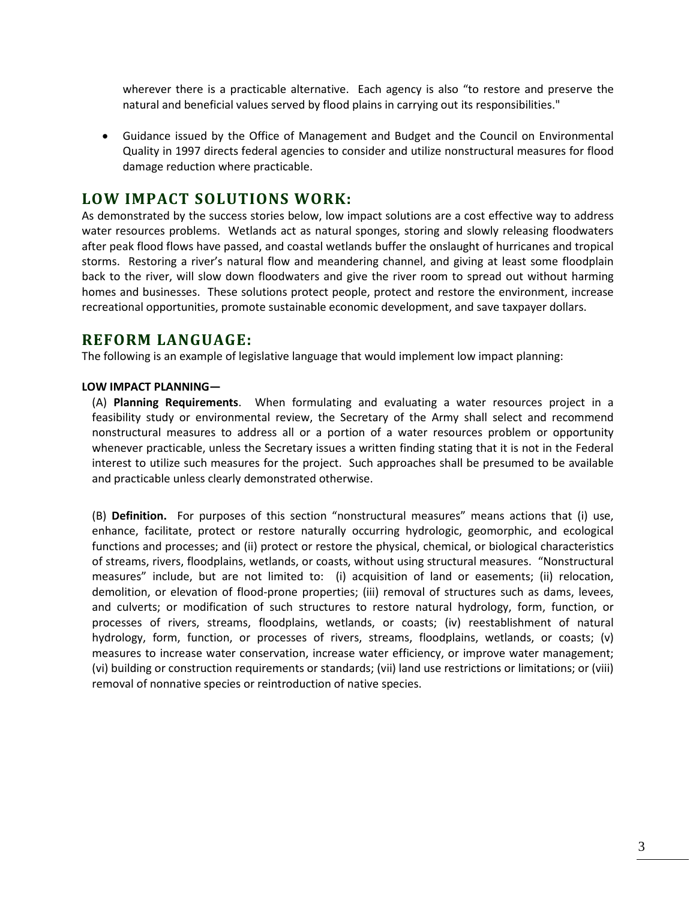wherever there is a practicable alternative. Each agency is also "to restore and preserve the natural and beneficial values served by flood plains in carrying out its responsibilities."

- Guidance issued by the Office of Management and Budget and the Council on Environmental Quality in 1997 directs federal agencies to consider and utilize nonstructural measures for flood damage reduction where practicable.

## LOW IMPACT SOLUTIONS WORK:

As demonstrated by the success stories below, low impact solutions are a cost effective way to address water resources problems. Wetlands act as natural sponges, storing and slowly releasing floodwaters after peak flood flows have passed, and coastal wetlands buffer the onslaught of hurricanes and tropical storms. Restoring a river's natural flow and meandering channel, and giving at least some floodplain back to the river, will slow down floodwaters and give the river room to spread out without harming homes and businesses. These solutions protect people, protect and restore the environment, increase recreational opportunities, promote sustainable economic development, and save taxpayer dollars.

## REFORM LANGUAGE:

The following is an example of legislative language that would implement low impact planning:

**LOW IMPACT PLANNING—**

(A) **Planning Requirements**. When formulating and evaluating a water resources project in a feasibility study or environmental review, the Secretary of the Army shall select and recommend nonstructural measures to address all or a portion of a water resources problem or opportunity whenever practicable, unless the Secretary issues a written finding stating that it is not in the Federal interest to utilize such measures for the project. Such approaches shall be presumed to be available and practicable unless clearly demonstrated otherwise.

(B) **Definition.** For purposes of this section "nonstructural measures" means actions that (i) use, enhance, facilitate, protect or restore naturally occurring hydrologic, geomorphic, and ecological functions and processes; and (ii) protect or restore the physical, chemical, or biological characteristics of streams, rivers, floodplains, wetlands, or coasts, without using structural measures. "Nonstructural measures" include, but are not limited to: (i) acquisition of land or easements; (ii) relocation, demolition, or elevation of flood-prone properties; (iii) removal of structures such as dams, levees, and culverts; or modification of such structures to restore natural hydrology, form, function, or processes of rivers, streams, floodplains, wetlands, or coasts; (iv) reestablishment of natural hydrology, form, function, or processes of rivers, streams, floodplains, wetlands, or coasts; (v) measures to increase water conservation, increase water efficiency, or improve water management; (vi) building or construction requirements or standards; (vii) land use restrictions or limitations; or (viii) removal of nonnative species or reintroduction of native species.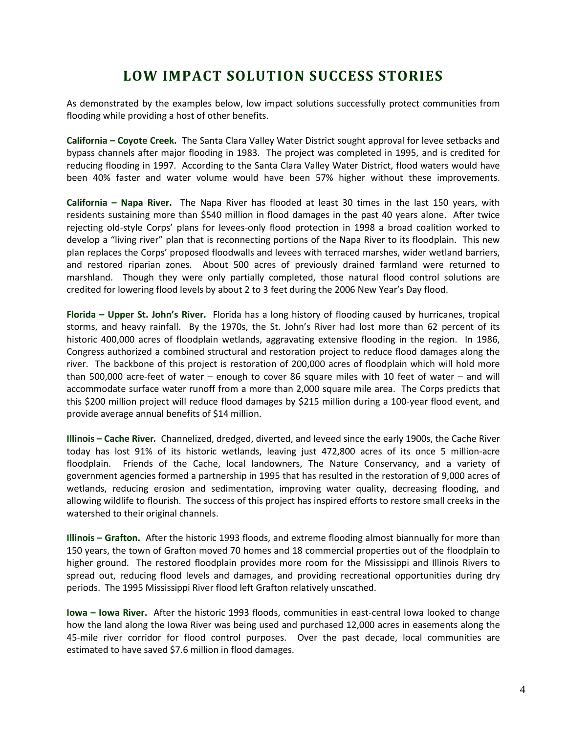# LOW IMPACT SOLUTION SUCCESS STORIES

As demonstrated by the examples below, low impact solutions successfully protect communities from flooding while providing a host of other benefits.

**California – Coyote Creek.** The Santa Clara Valley Water District sought approval for levee setbacks and bypass channels after major flooding in 1983. The project was completed in 1995, and is credited for reducing flooding in 1997. According to the Santa Clara Valley Water District, flood waters would have been 40% faster and water volume would have been 57% higher without these improvements.

**California – Napa River.** The Napa River has flooded at least 30 times in the last 150 years, with residents sustaining more than $540 million in flood damages in the past 40 years alone. After twice rejecting old-style Corps' plans for levees-only flood protection in 1998 a broad coalition worked to develop a "living river" plan that is reconnecting portions of the Napa River to its floodplain. This new plan replaces the Corps' proposed floodwalls and levees with terraced marshes, wider wetland barriers, and restored riparian zones. About 500 acres of previously drained farmland were returned to marshland. Though they were only partially completed, those natural flood control solutions are credited for lowering flood levels by about 2 to 3 feet during the 2006 New Year's Day flood.

**Florida – Upper St. John's River.** Florida has a long history of flooding caused by hurricanes, tropical storms, and heavy rainfall. By the 1970s, the St. John's River had lost more than 62 percent of its historic 400,000 acres of floodplain wetlands, aggravating extensive flooding in the region. In 1986, Congress authorized a combined structural and restoration project to reduce flood damages along the river. The backbone of this project is restoration of 200,000 acres of floodplain which will hold more than 500,000 acre-feet of water – enough to cover 86 square miles with 10 feet of water – and will accommodate surface water runoff from a more than 2,000 square mile area. The Corps predicts that this $200 million project will reduce flood damages by $215 million during a 100-year flood event, and provide average annual benefits of $14 million.

**Illinois – Cache River.** Channelized, dredged, diverted, and leveed since the early 1900s, the Cache River today has lost 91% of its historic wetlands, leaving just 472,800 acres of its once 5 million-acre floodplain. Friends of the Cache, local landowners, The Nature Conservancy, and a variety of government agencies formed a partnership in 1995 that has resulted in the restoration of 9,000 acres of wetlands, reducing erosion and sedimentation, improving water quality, decreasing flooding, and allowing wildlife to flourish. The success of this project has inspired efforts to restore small creeks in the watershed to their original channels.

**Illinois – Grafton.** After the historic 1993 floods, and extreme flooding almost biannually for more than 150 years, the town of Grafton moved 70 homes and 18 commercial properties out of the floodplain to higher ground. The restored floodplain provides more room for the Mississippi and Illinois Rivers to spread out, reducing flood levels and damages, and providing recreational opportunities during dry periods. The 1995 Mississippi River flood left Grafton relatively unscathed.

**Iowa – Iowa River.** After the historic 1993 floods, communities in east-central Iowa looked to change how the land along the Iowa River was being used and purchased 12,000 acres in easements along the 45-mile river corridor for flood control purposes. Over the past decade, local communities are estimated to have saved $7.6 million in flood damages.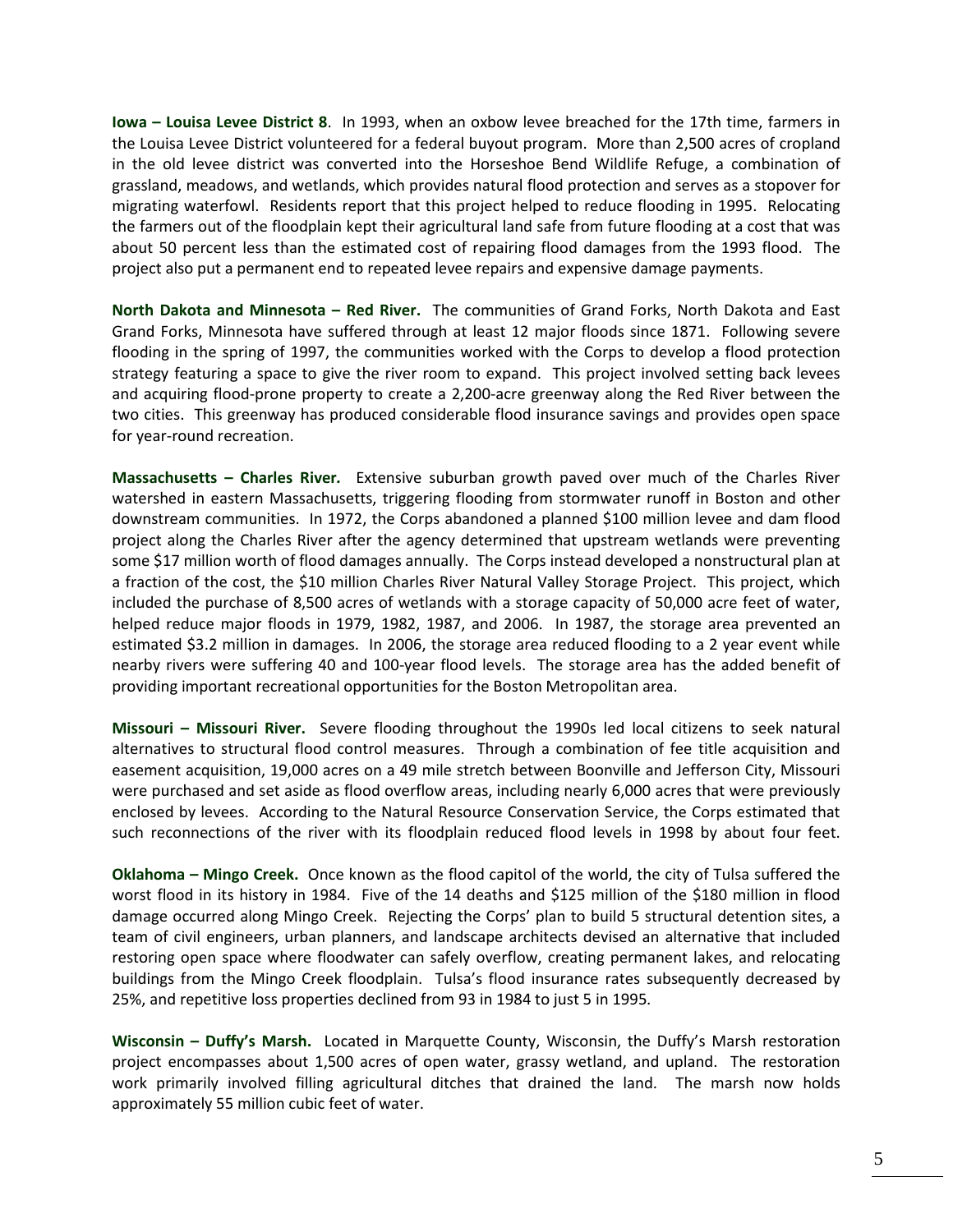**Iowa – Louisa Levee District 8**. In 1993, when an oxbow levee breached for the 17th time, farmers in the Louisa Levee District volunteered for a federal buyout program. More than 2,500 acres of cropland in the old levee district was converted into the Horseshoe Bend Wildlife Refuge, a combination of grassland, meadows, and wetlands, which provides natural flood protection and serves as a stopover for migrating waterfowl. Residents report that this project helped to reduce flooding in 1995. Relocating the farmers out of the floodplain kept their agricultural land safe from future flooding at a cost that was about 50 percent less than the estimated cost of repairing flood damages from the 1993 flood. The project also put a permanent end to repeated levee repairs and expensive damage payments.

**North Dakota and Minnesota – Red River.** The communities of Grand Forks, North Dakota and East Grand Forks, Minnesota have suffered through at least 12 major floods since 1871. Following severe flooding in the spring of 1997, the communities worked with the Corps to develop a flood protection strategy featuring a space to give the river room to expand. This project involved setting back levees and acquiring flood-prone property to create a 2,200-acre greenway along the Red River between the two cities. This greenway has produced considerable flood insurance savings and provides open space for year-round recreation.

**Massachusetts – Charles River.** Extensive suburban growth paved over much of the Charles River watershed in eastern Massachusetts, triggering flooding from stormwater runoff in Boston and other downstream communities. In 1972, the Corps abandoned a planned $100 million levee and dam flood project along the Charles River after the agency determined that upstream wetlands were preventing some $17 million worth of flood damages annually. The Corps instead developed a nonstructural plan at a fraction of the cost, the $10 million Charles River Natural Valley Storage Project. This project, which included the purchase of 8,500 acres of wetlands with a storage capacity of 50,000 acre feet of water, helped reduce major floods in 1979, 1982, 1987, and 2006. In 1987, the storage area prevented an estimated $3.2 million in damages. In 2006, the storage area reduced flooding to a 2 year event while nearby rivers were suffering 40 and 100-year flood levels. The storage area has the added benefit of providing important recreational opportunities for the Boston Metropolitan area.

**Missouri – Missouri River.** Severe flooding throughout the 1990s led local citizens to seek natural alternatives to structural flood control measures. Through a combination of fee title acquisition and easement acquisition, 19,000 acres on a 49 mile stretch between Boonville and Jefferson City, Missouri were purchased and set aside as flood overflow areas, including nearly 6,000 acres that were previously enclosed by levees. According to the Natural Resource Conservation Service, the Corps estimated that such reconnections of the river with its floodplain reduced flood levels in 1998 by about four feet.

**Oklahoma – Mingo Creek.** Once known as the flood capitol of the world, the city of Tulsa suffered the worst flood in its history in 1984. Five of the 14 deaths and $125 million of the $180 million in flood damage occurred along Mingo Creek. Rejecting the Corps' plan to build 5 structural detention sites, a team of civil engineers, urban planners, and landscape architects devised an alternative that included restoring open space where floodwater can safely overflow, creating permanent lakes, and relocating buildings from the Mingo Creek floodplain. Tulsa's flood insurance rates subsequently decreased by 25%, and repetitive loss properties declined from 93 in 1984 to just 5 in 1995.

**Wisconsin – Duffy's Marsh.** Located in Marquette County, Wisconsin, the Duffy's Marsh restoration project encompasses about 1,500 acres of open water, grassy wetland, and upland. The restoration work primarily involved filling agricultural ditches that drained the land. The marsh now holds approximately 55 million cubic feet of water.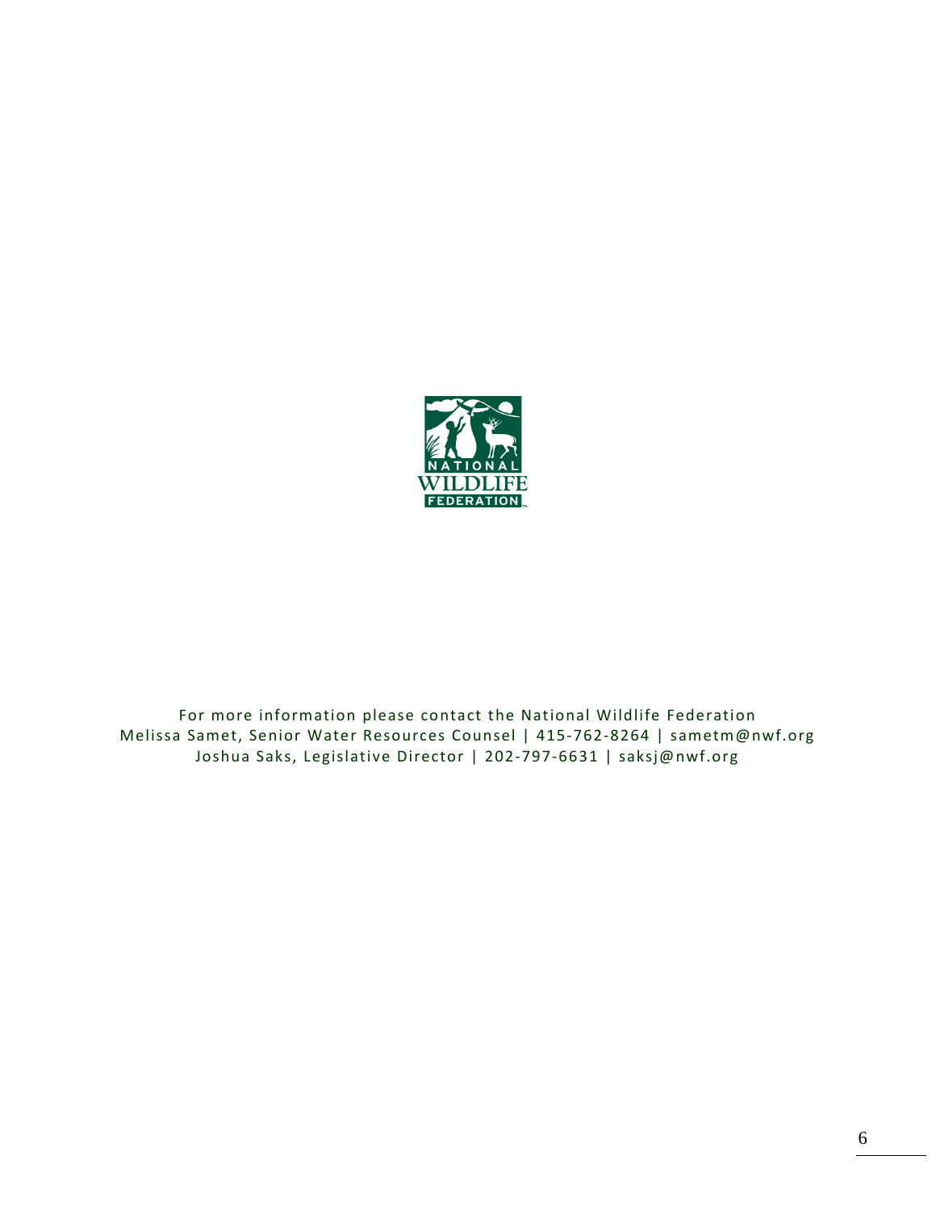For more information please contact the National Wildlife Federation
Melissa Samet, Senior Water Resources Counsel | 415-762-8264 | sametm@nwf.org
Joshua Saks, Legislative Director | 202-797-6631 | saksj@nwf.org